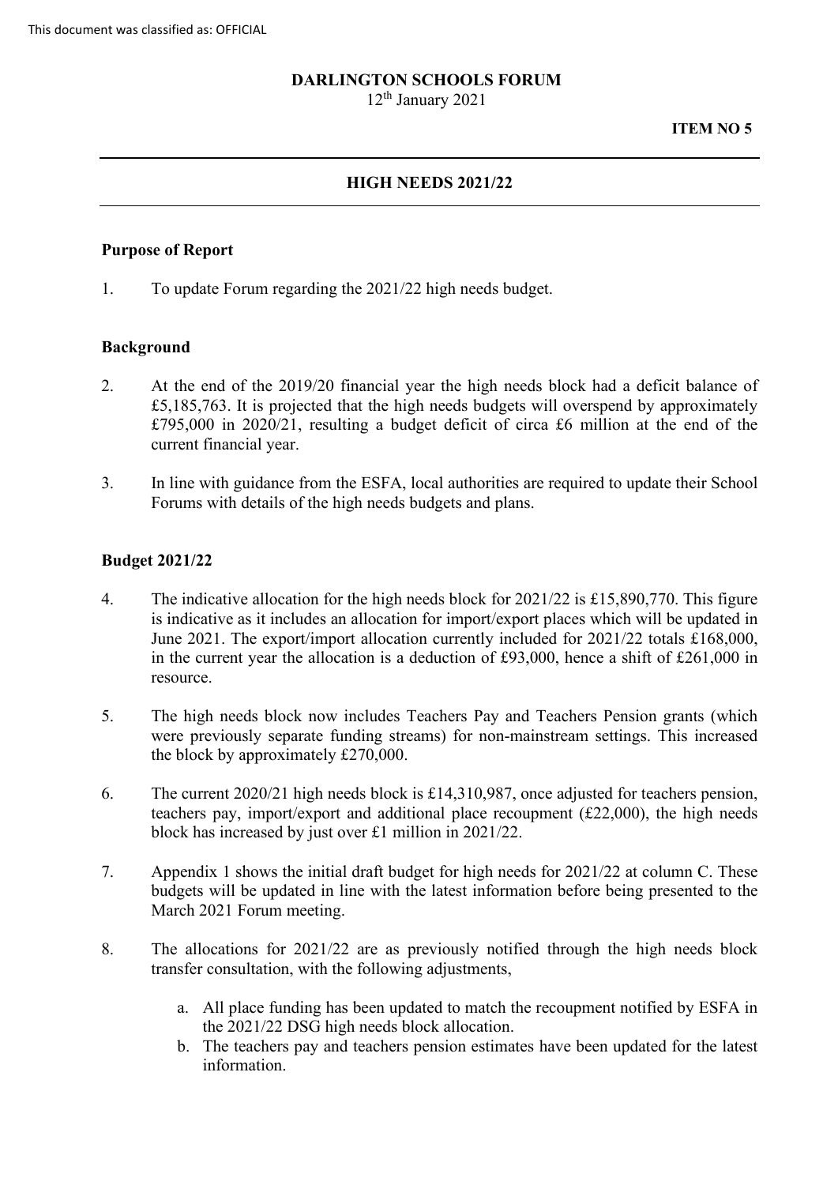This document was classified as: OFFICIAL

**DARLINGTON SCHOOLS FORUM**

12th January 2021

**ITEM NO 5**

---

## HIGH NEEDS 2021/22

---

### Purpose of Report

1. To update Forum regarding the 2021/22 high needs budget.

### Background

2. At the end of the 2019/20 financial year the high needs block had a deficit balance of £5,185,763. It is projected that the high needs budgets will overspend by approximately £795,000 in 2020/21, resulting a budget deficit of circa £6 million at the end of the current financial year.

3. In line with guidance from the ESFA, local authorities are required to update their School Forums with details of the high needs budgets and plans.

### Budget 2021/22

4. The indicative allocation for the high needs block for 2021/22 is £15,890,770. This figure is indicative as it includes an allocation for import/export places which will be updated in June 2021. The export/import allocation currently included for 2021/22 totals £168,000, in the current year the allocation is a deduction of £93,000, hence a shift of £261,000 in resource.

5. The high needs block now includes Teachers Pay and Teachers Pension grants (which were previously separate funding streams) for non-mainstream settings. This increased the block by approximately £270,000.

6. The current 2020/21 high needs block is £14,310,987, once adjusted for teachers pension, teachers pay, import/export and additional place recoupment (£22,000), the high needs block has increased by just over £1 million in 2021/22.

7. Appendix 1 shows the initial draft budget for high needs for 2021/22 at column C. These budgets will be updated in line with the latest information before being presented to the March 2021 Forum meeting.

8. The allocations for 2021/22 are as previously notified through the high needs block transfer consultation, with the following adjustments,

   a. All place funding has been updated to match the recoupment notified by ESFA in the 2021/22 DSG high needs block allocation.
   b. The teachers pay and teachers pension estimates have been updated for the latest information.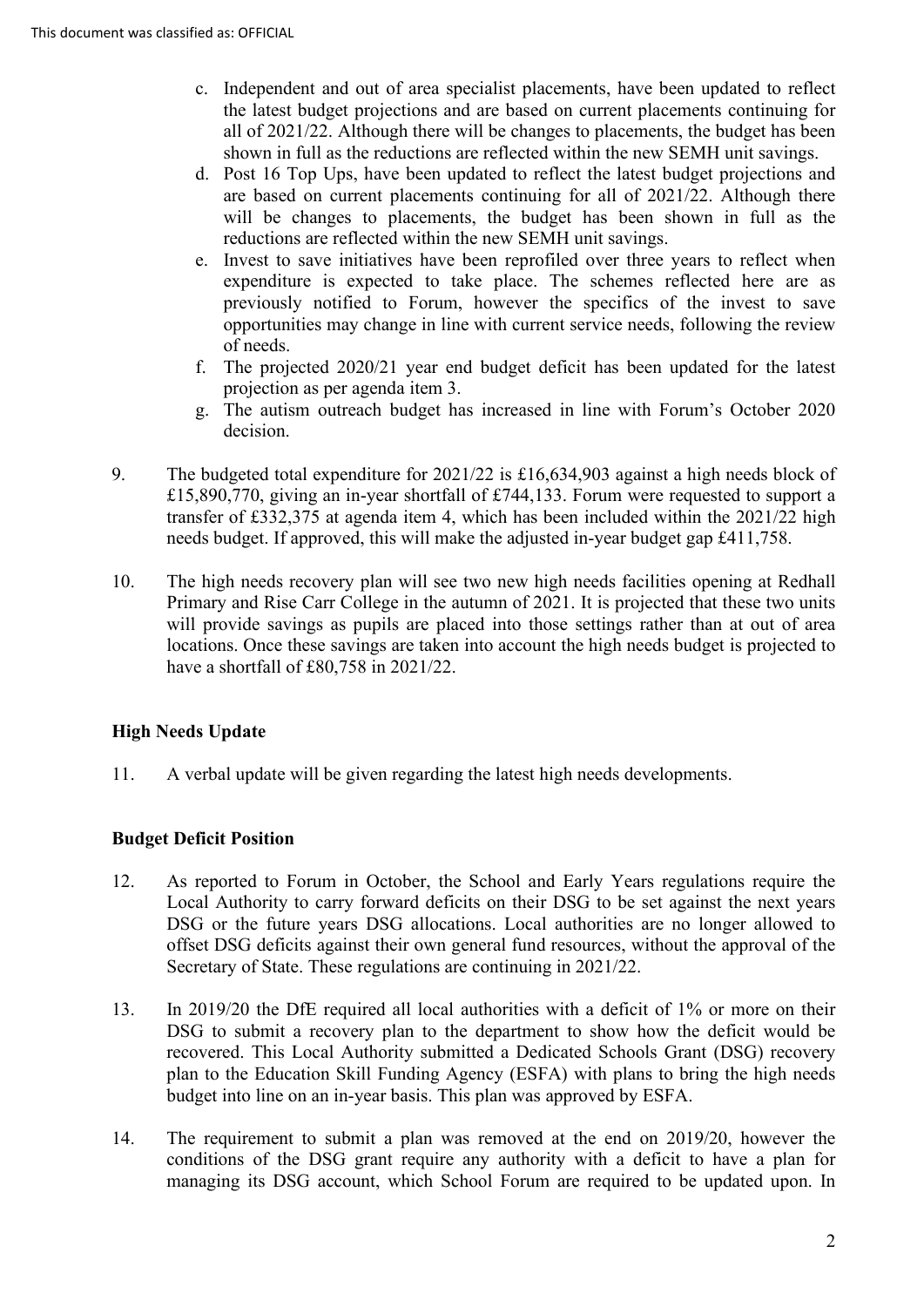c. Independent and out of area specialist placements, have been updated to reflect the latest budget projections and are based on current placements continuing for all of 2021/22. Although there will be changes to placements, the budget has been shown in full as the reductions are reflected within the new SEMH unit savings.
d. Post 16 Top Ups, have been updated to reflect the latest budget projections and are based on current placements continuing for all of 2021/22. Although there will be changes to placements, the budget has been shown in full as the reductions are reflected within the new SEMH unit savings.
e. Invest to save initiatives have been reprofiled over three years to reflect when expenditure is expected to take place. The schemes reflected here are as previously notified to Forum, however the specifics of the invest to save opportunities may change in line with current service needs, following the review of needs.
f. The projected 2020/21 year end budget deficit has been updated for the latest projection as per agenda item 3.
g. The autism outreach budget has increased in line with Forum's October 2020 decision.

9. The budgeted total expenditure for 2021/22 is £16,634,903 against a high needs block of £15,890,770, giving an in-year shortfall of £744,133. Forum were requested to support a transfer of £332,375 at agenda item 4, which has been included within the 2021/22 high needs budget. If approved, this will make the adjusted in-year budget gap £411,758.

10. The high needs recovery plan will see two new high needs facilities opening at Redhall Primary and Rise Carr College in the autumn of 2021. It is projected that these two units will provide savings as pupils are placed into those settings rather than at out of area locations. Once these savings are taken into account the high needs budget is projected to have a shortfall of £80,758 in 2021/22.

## High Needs Update

11. A verbal update will be given regarding the latest high needs developments.

## Budget Deficit Position

12. As reported to Forum in October, the School and Early Years regulations require the Local Authority to carry forward deficits on their DSG to be set against the next years DSG or the future years DSG allocations. Local authorities are no longer allowed to offset DSG deficits against their own general fund resources, without the approval of the Secretary of State. These regulations are continuing in 2021/22.

13. In 2019/20 the DfE required all local authorities with a deficit of 1% or more on their DSG to submit a recovery plan to the department to show how the deficit would be recovered. This Local Authority submitted a Dedicated Schools Grant (DSG) recovery plan to the Education Skill Funding Agency (ESFA) with plans to bring the high needs budget into line on an in-year basis. This plan was approved by ESFA.

14. The requirement to submit a plan was removed at the end on 2019/20, however the conditions of the DSG grant require any authority with a deficit to have a plan for managing its DSG account, which School Forum are required to be updated upon. In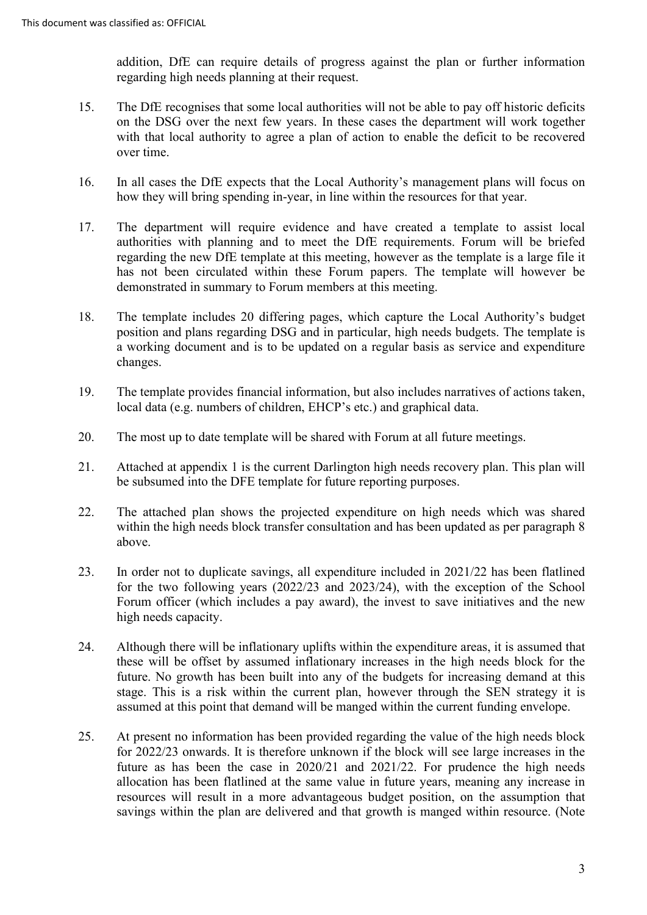addition, DfE can require details of progress against the plan or further information regarding high needs planning at their request.

15. The DfE recognises that some local authorities will not be able to pay off historic deficits on the DSG over the next few years. In these cases the department will work together with that local authority to agree a plan of action to enable the deficit to be recovered over time.

16. In all cases the DfE expects that the Local Authority's management plans will focus on how they will bring spending in-year, in line within the resources for that year.

17. The department will require evidence and have created a template to assist local authorities with planning and to meet the DfE requirements. Forum will be briefed regarding the new DfE template at this meeting, however as the template is a large file it has not been circulated within these Forum papers. The template will however be demonstrated in summary to Forum members at this meeting.

18. The template includes 20 differing pages, which capture the Local Authority's budget position and plans regarding DSG and in particular, high needs budgets. The template is a working document and is to be updated on a regular basis as service and expenditure changes.

19. The template provides financial information, but also includes narratives of actions taken, local data (e.g. numbers of children, EHCP's etc.) and graphical data.

20. The most up to date template will be shared with Forum at all future meetings.

21. Attached at appendix 1 is the current Darlington high needs recovery plan. This plan will be subsumed into the DFE template for future reporting purposes.

22. The attached plan shows the projected expenditure on high needs which was shared within the high needs block transfer consultation and has been updated as per paragraph 8 above.

23. In order not to duplicate savings, all expenditure included in 2021/22 has been flatlined for the two following years (2022/23 and 2023/24), with the exception of the School Forum officer (which includes a pay award), the invest to save initiatives and the new high needs capacity.

24. Although there will be inflationary uplifts within the expenditure areas, it is assumed that these will be offset by assumed inflationary increases in the high needs block for the future. No growth has been built into any of the budgets for increasing demand at this stage. This is a risk within the current plan, however through the SEN strategy it is assumed at this point that demand will be manged within the current funding envelope.

25. At present no information has been provided regarding the value of the high needs block for 2022/23 onwards. It is therefore unknown if the block will see large increases in the future as has been the case in 2020/21 and 2021/22. For prudence the high needs allocation has been flatlined at the same value in future years, meaning any increase in resources will result in a more advantageous budget position, on the assumption that savings within the plan are delivered and that growth is manged within resource. (Note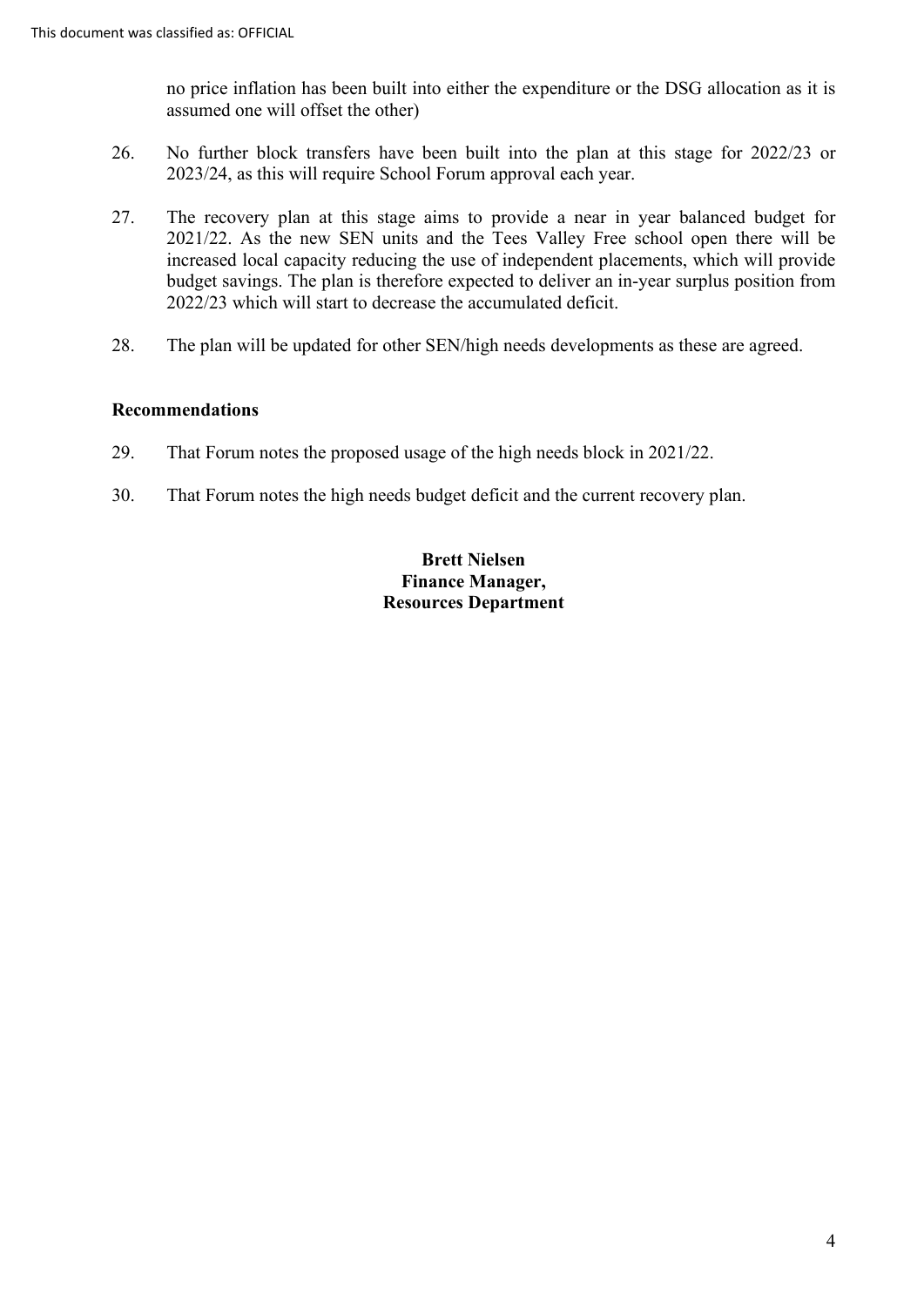no price inflation has been built into either the expenditure or the DSG allocation as it is assumed one will offset the other)

26. No further block transfers have been built into the plan at this stage for 2022/23 or 2023/24, as this will require School Forum approval each year.

27. The recovery plan at this stage aims to provide a near in year balanced budget for 2021/22. As the new SEN units and the Tees Valley Free school open there will be increased local capacity reducing the use of independent placements, which will provide budget savings. The plan is therefore expected to deliver an in-year surplus position from 2022/23 which will start to decrease the accumulated deficit.

28. The plan will be updated for other SEN/high needs developments as these are agreed.

**Recommendations**

29. That Forum notes the proposed usage of the high needs block in 2021/22.

30. That Forum notes the high needs budget deficit and the current recovery plan.

**Brett Nielsen**
**Finance Manager,**
**Resources Department**